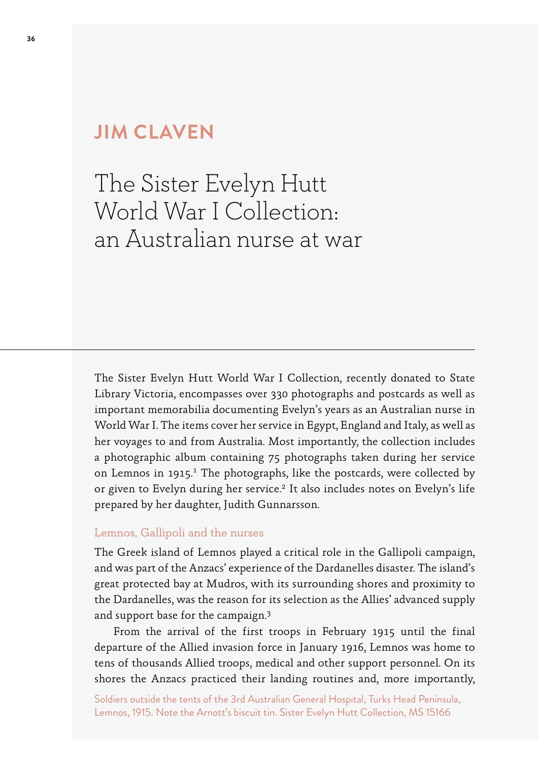# JIM CLAVEN

# The Sister Evelyn Hutt World War I Collection: an Australian nurse at war

The Sister Evelyn Hutt World War I Collection, recently donated to State Library Victoria, encompasses over 330 photographs and postcards as well as important memorabilia documenting Evelyn's years as an Australian nurse in World War I. The items cover her service in Egypt, England and Italy, as well as her voyages to and from Australia. Most importantly, the collection includes a photographic album containing 75 photographs taken during her service on Lemnos in 1915.[1] The photographs, like the postcards, were collected by or given to Evelyn during her service.[2] It also includes notes on Evelyn's life prepared by her daughter, Judith Gunnarsson.

## Lemnos, Gallipoli and the nurses

The Greek island of Lemnos played a critical role in the Gallipoli campaign, and was part of the Anzacs' experience of the Dardanelles disaster. The island's great protected bay at Mudros, with its surrounding shores and proximity to the Dardanelles, was the reason for its selection as the Allies' advanced supply and support base for the campaign.[3]

From the arrival of the first troops in February 1915 until the final departure of the Allied invasion force in January 1916, Lemnos was home to tens of thousands Allied troops, medical and other support personnel. On its shores the Anzacs practiced their landing routines and, more importantly,

Soldiers outside the tents of the 3rd Australian General Hospital, Turks Head Peninsula, Lemnos, 1915. Note the Arnott's biscuit tin. Sister Evelyn Hutt Collection, MS 15166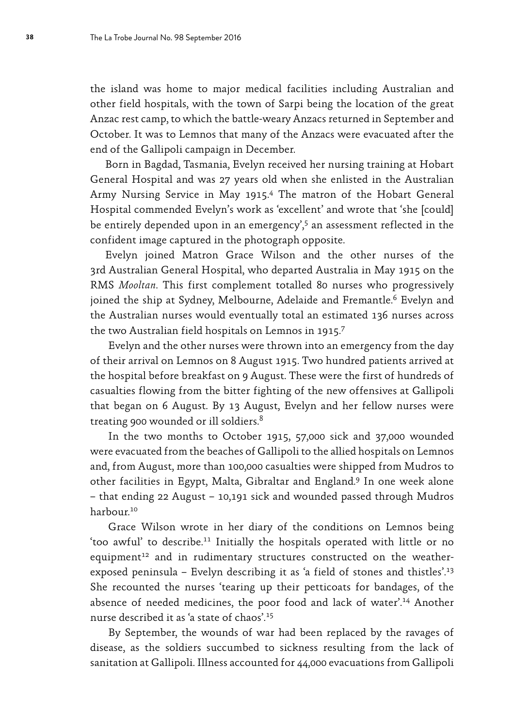the island was home to major medical facilities including Australian and other field hospitals, with the town of Sarpi being the location of the great Anzac rest camp, to which the battle-weary Anzacs returned in September and October. It was to Lemnos that many of the Anzacs were evacuated after the end of the Gallipoli campaign in December.

Born in Bagdad, Tasmania, Evelyn received her nursing training at Hobart General Hospital and was 27 years old when she enlisted in the Australian Army Nursing Service in May 1915.[4] The matron of the Hobart General Hospital commended Evelyn's work as 'excellent' and wrote that 'she [could] be entirely depended upon in an emergency',[5] an assessment reflected in the confident image captured in the photograph opposite.

Evelyn joined Matron Grace Wilson and the other nurses of the 3rd Australian General Hospital, who departed Australia in May 1915 on the RMS *Mooltan*. This first complement totalled 80 nurses who progressively joined the ship at Sydney, Melbourne, Adelaide and Fremantle.[6] Evelyn and the Australian nurses would eventually total an estimated 136 nurses across the two Australian field hospitals on Lemnos in 1915.[7]

Evelyn and the other nurses were thrown into an emergency from the day of their arrival on Lemnos on 8 August 1915. Two hundred patients arrived at the hospital before breakfast on 9 August. These were the first of hundreds of casualties flowing from the bitter fighting of the new offensives at Gallipoli that began on 6 August. By 13 August, Evelyn and her fellow nurses were treating 900 wounded or ill soldiers.[8]

In the two months to October 1915, 57,000 sick and 37,000 wounded were evacuated from the beaches of Gallipoli to the allied hospitals on Lemnos and, from August, more than 100,000 casualties were shipped from Mudros to other facilities in Egypt, Malta, Gibraltar and England.[9] In one week alone – that ending 22 August – 10,191 sick and wounded passed through Mudros harbour.[10]

Grace Wilson wrote in her diary of the conditions on Lemnos being 'too awful' to describe.[11] Initially the hospitals operated with little or no equipment[12] and in rudimentary structures constructed on the weather-exposed peninsula – Evelyn describing it as 'a field of stones and thistles'.[13] She recounted the nurses 'tearing up their petticoats for bandages, of the absence of needed medicines, the poor food and lack of water'.[14] Another nurse described it as 'a state of chaos'.[15]

By September, the wounds of war had been replaced by the ravages of disease, as the soldiers succumbed to sickness resulting from the lack of sanitation at Gallipoli. Illness accounted for 44,000 evacuations from Gallipoli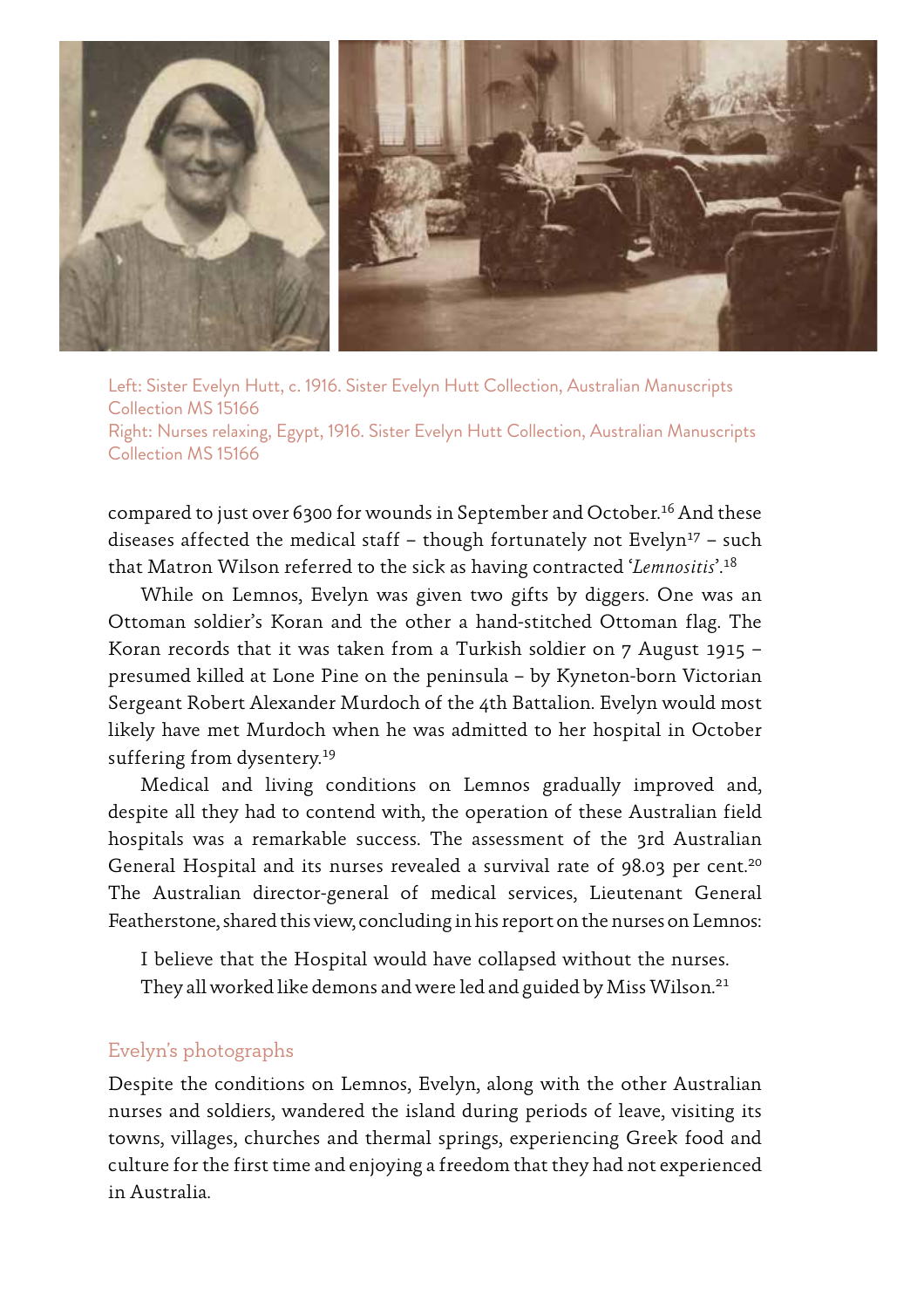Left: Sister Evelyn Hutt, c. 1916. Sister Evelyn Hutt Collection, Australian Manuscripts Collection MS 15166
Right: Nurses relaxing, Egypt, 1916. Sister Evelyn Hutt Collection, Australian Manuscripts Collection MS 15166

compared to just over 6300 for wounds in September and October.[16] And these diseases affected the medical staff – though fortunately not Evelyn[17] – such that Matron Wilson referred to the sick as having contracted '*Lemnositis*'.[18]

While on Lemnos, Evelyn was given two gifts by diggers. One was an Ottoman soldier's Koran and the other a hand-stitched Ottoman flag. The Koran records that it was taken from a Turkish soldier on 7 August 1915 – presumed killed at Lone Pine on the peninsula – by Kyneton-born Victorian Sergeant Robert Alexander Murdoch of the 4th Battalion. Evelyn would most likely have met Murdoch when he was admitted to her hospital in October suffering from dysentery.[19]

Medical and living conditions on Lemnos gradually improved and, despite all they had to contend with, the operation of these Australian field hospitals was a remarkable success. The assessment of the 3rd Australian General Hospital and its nurses revealed a survival rate of 98.03 per cent.[20] The Australian director-general of medical services, Lieutenant General Featherstone, shared this view, concluding in his report on the nurses on Lemnos:

> I believe that the Hospital would have collapsed without the nurses. They all worked like demons and were led and guided by Miss Wilson.[21]

## Evelyn's photographs

Despite the conditions on Lemnos, Evelyn, along with the other Australian nurses and soldiers, wandered the island during periods of leave, visiting its towns, villages, churches and thermal springs, experiencing Greek food and culture for the first time and enjoying a freedom that they had not experienced in Australia.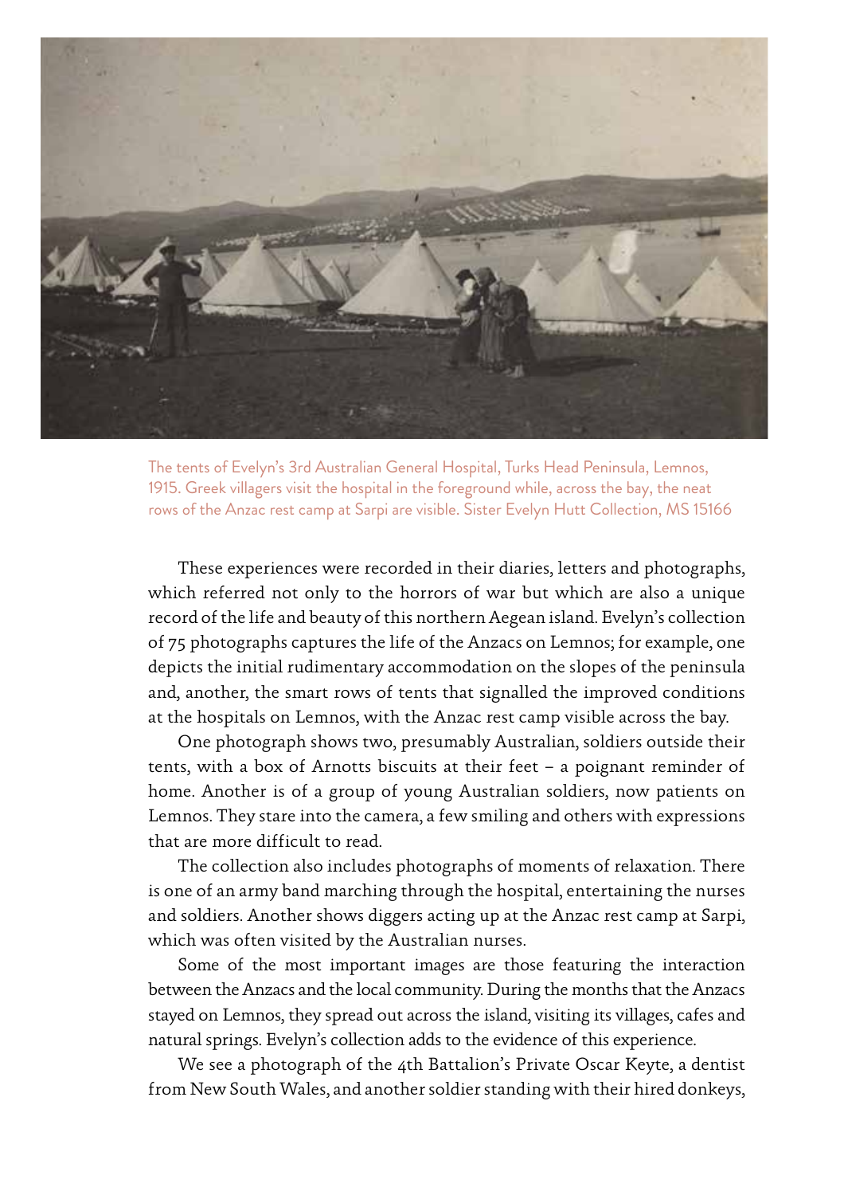The tents of Evelyn's 3rd Australian General Hospital, Turks Head Peninsula, Lemnos, 1915. Greek villagers visit the hospital in the foreground while, across the bay, the neat rows of the Anzac rest camp at Sarpi are visible. Sister Evelyn Hutt Collection, MS 15166

These experiences were recorded in their diaries, letters and photographs, which referred not only to the horrors of war but which are also a unique record of the life and beauty of this northern Aegean island. Evelyn's collection of 75 photographs captures the life of the Anzacs on Lemnos; for example, one depicts the initial rudimentary accommodation on the slopes of the peninsula and, another, the smart rows of tents that signalled the improved conditions at the hospitals on Lemnos, with the Anzac rest camp visible across the bay.

One photograph shows two, presumably Australian, soldiers outside their tents, with a box of Arnotts biscuits at their feet – a poignant reminder of home. Another is of a group of young Australian soldiers, now patients on Lemnos. They stare into the camera, a few smiling and others with expressions that are more difficult to read.

The collection also includes photographs of moments of relaxation. There is one of an army band marching through the hospital, entertaining the nurses and soldiers. Another shows diggers acting up at the Anzac rest camp at Sarpi, which was often visited by the Australian nurses.

Some of the most important images are those featuring the interaction between the Anzacs and the local community. During the months that the Anzacs stayed on Lemnos, they spread out across the island, visiting its villages, cafes and natural springs. Evelyn's collection adds to the evidence of this experience.

We see a photograph of the 4th Battalion's Private Oscar Keyte, a dentist from New South Wales, and another soldier standing with their hired donkeys,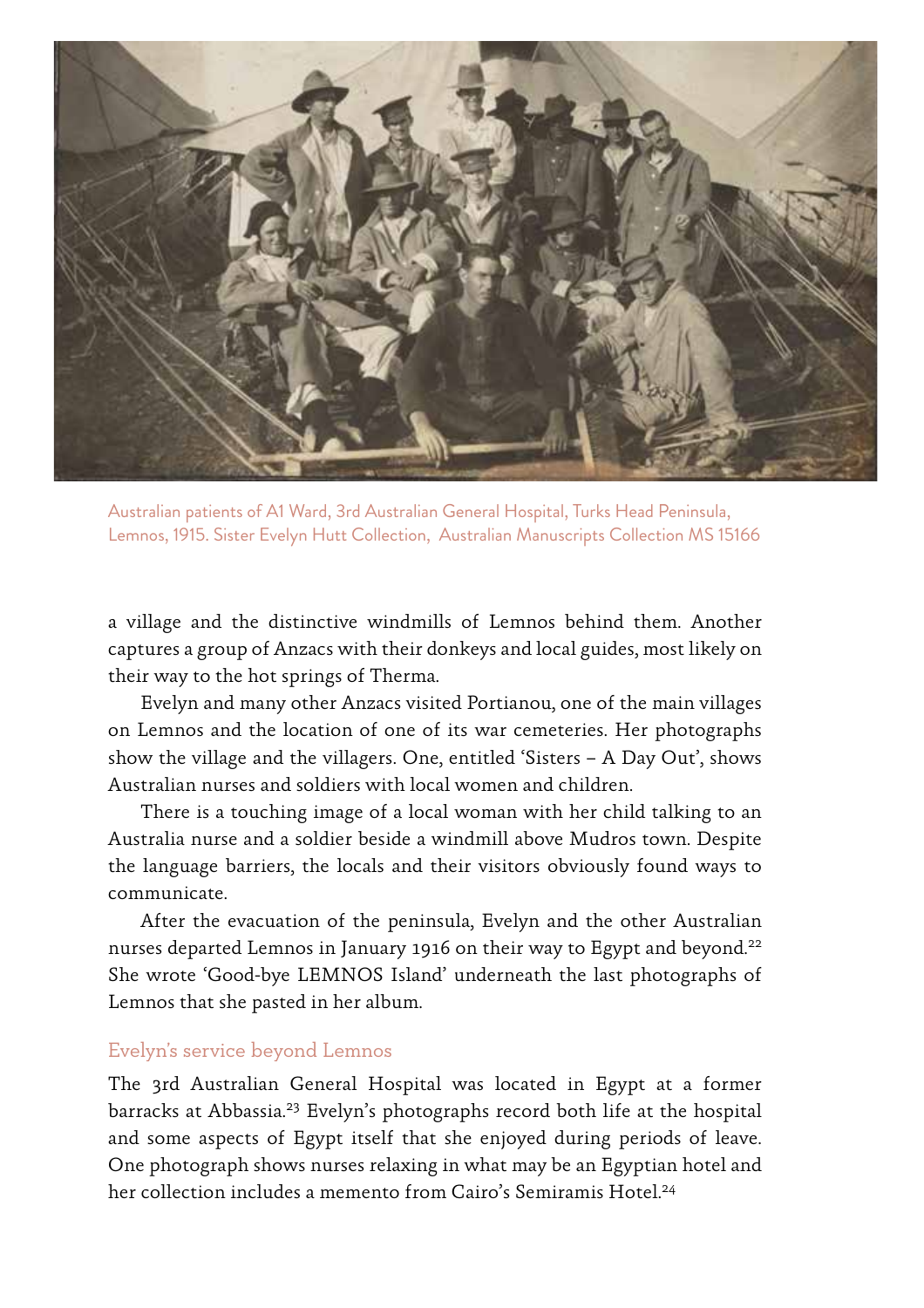Australian patients of A1 Ward, 3rd Australian General Hospital, Turks Head Peninsula, Lemnos, 1915. Sister Evelyn Hutt Collection, Australian Manuscripts Collection MS 15166

a village and the distinctive windmills of Lemnos behind them. Another captures a group of Anzacs with their donkeys and local guides, most likely on their way to the hot springs of Therma.

Evelyn and many other Anzacs visited Portianou, one of the main villages on Lemnos and the location of one of its war cemeteries. Her photographs show the village and the villagers. One, entitled 'Sisters – A Day Out', shows Australian nurses and soldiers with local women and children.

There is a touching image of a local woman with her child talking to an Australia nurse and a soldier beside a windmill above Mudros town. Despite the language barriers, the locals and their visitors obviously found ways to communicate.

After the evacuation of the peninsula, Evelyn and the other Australian nurses departed Lemnos in January 1916 on their way to Egypt and beyond.[22] She wrote 'Good-bye LEMNOS Island' underneath the last photographs of Lemnos that she pasted in her album.

## Evelyn's service beyond Lemnos

The 3rd Australian General Hospital was located in Egypt at a former barracks at Abbassia.[23] Evelyn's photographs record both life at the hospital and some aspects of Egypt itself that she enjoyed during periods of leave. One photograph shows nurses relaxing in what may be an Egyptian hotel and her collection includes a memento from Cairo's Semiramis Hotel.[24]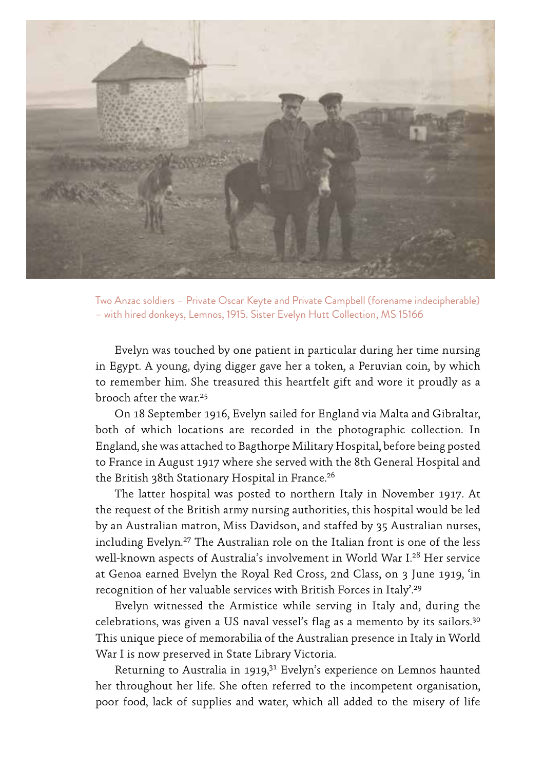Two Anzac soldiers – Private Oscar Keyte and Private Campbell (forename indecipherable) – with hired donkeys, Lemnos, 1915. Sister Evelyn Hutt Collection, MS 15166

Evelyn was touched by one patient in particular during her time nursing in Egypt. A young, dying digger gave her a token, a Peruvian coin, by which to remember him. She treasured this heartfelt gift and wore it proudly as a brooch after the war.[25]

On 18 September 1916, Evelyn sailed for England via Malta and Gibraltar, both of which locations are recorded in the photographic collection. In England, she was attached to Bagthorpe Military Hospital, before being posted to France in August 1917 where she served with the 8th General Hospital and the British 38th Stationary Hospital in France.[26]

The latter hospital was posted to northern Italy in November 1917. At the request of the British army nursing authorities, this hospital would be led by an Australian matron, Miss Davidson, and staffed by 35 Australian nurses, including Evelyn.[27] The Australian role on the Italian front is one of the less well-known aspects of Australia's involvement in World War I.[28] Her service at Genoa earned Evelyn the Royal Red Cross, 2nd Class, on 3 June 1919, 'in recognition of her valuable services with British Forces in Italy'.[29]

Evelyn witnessed the Armistice while serving in Italy and, during the celebrations, was given a US naval vessel's flag as a memento by its sailors.[30] This unique piece of memorabilia of the Australian presence in Italy in World War I is now preserved in State Library Victoria.

Returning to Australia in 1919,[31] Evelyn's experience on Lemnos haunted her throughout her life. She often referred to the incompetent organisation, poor food, lack of supplies and water, which all added to the misery of life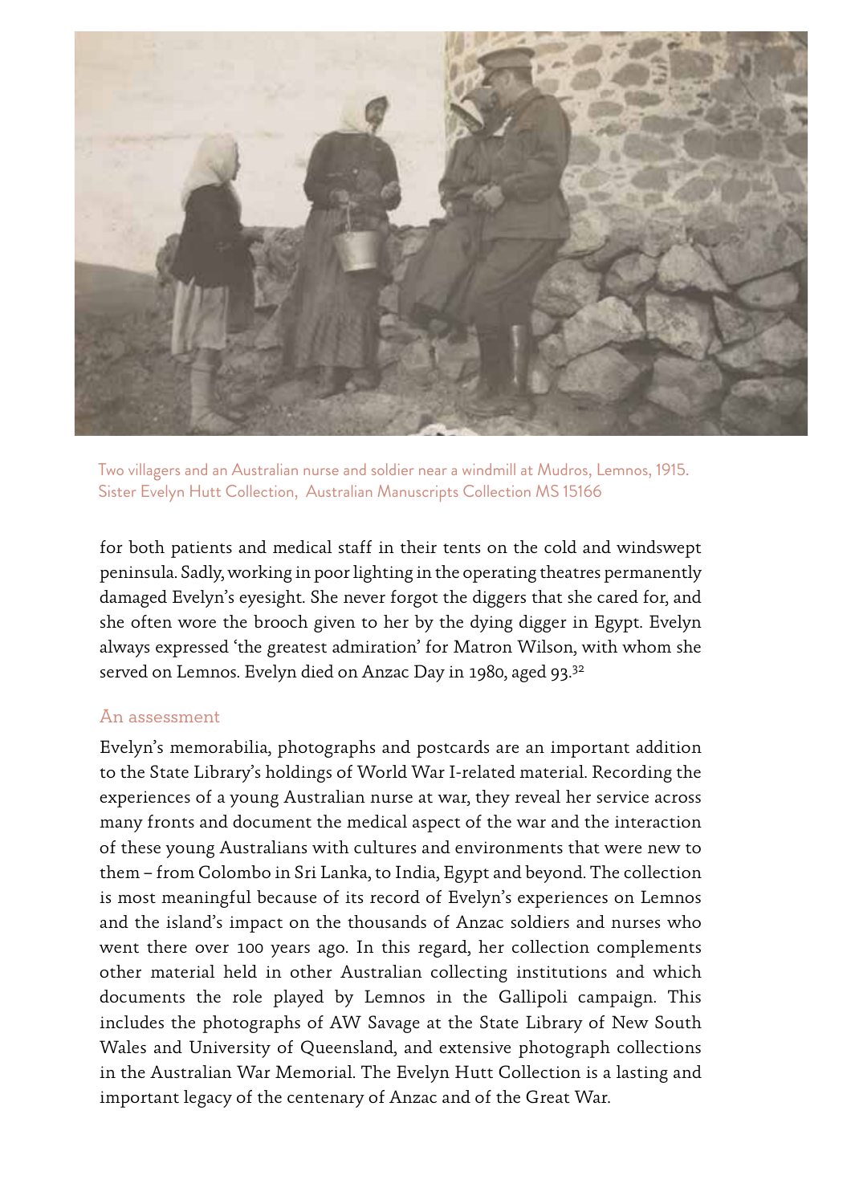Two villagers and an Australian nurse and soldier near a windmill at Mudros, Lemnos, 1915.
Sister Evelyn Hutt Collection, Australian Manuscripts Collection MS 15166

for both patients and medical staff in their tents on the cold and windswept peninsula. Sadly, working in poor lighting in the operating theatres permanently damaged Evelyn's eyesight. She never forgot the diggers that she cared for, and she often wore the brooch given to her by the dying digger in Egypt. Evelyn always expressed 'the greatest admiration' for Matron Wilson, with whom she served on Lemnos. Evelyn died on Anzac Day in 1980, aged 93.[32]

## An assessment

Evelyn's memorabilia, photographs and postcards are an important addition to the State Library's holdings of World War I-related material. Recording the experiences of a young Australian nurse at war, they reveal her service across many fronts and document the medical aspect of the war and the interaction of these young Australians with cultures and environments that were new to them – from Colombo in Sri Lanka, to India, Egypt and beyond. The collection is most meaningful because of its record of Evelyn's experiences on Lemnos and the island's impact on the thousands of Anzac soldiers and nurses who went there over 100 years ago. In this regard, her collection complements other material held in other Australian collecting institutions and which documents the role played by Lemnos in the Gallipoli campaign. This includes the photographs of AW Savage at the State Library of New South Wales and University of Queensland, and extensive photograph collections in the Australian War Memorial. The Evelyn Hutt Collection is a lasting and important legacy of the centenary of Anzac and of the Great War.